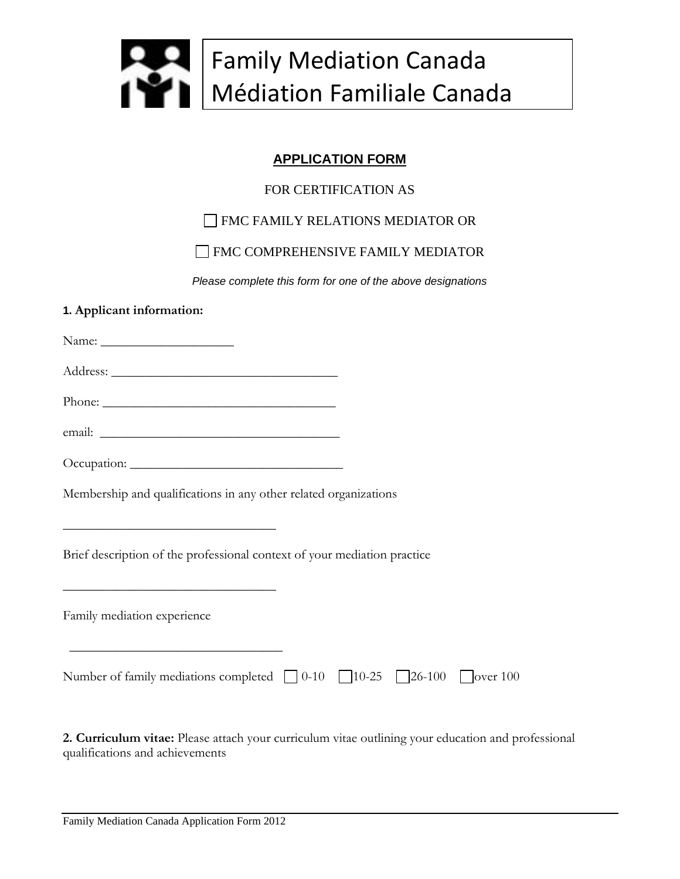# Family Mediation Canada
# Médiation Familiale Canada

## APPLICATION FORM

FOR CERTIFICATION AS

☐ FMC FAMILY RELATIONS MEDIATOR OR

☐ FMC COMPREHENSIVE FAMILY MEDIATOR

*Please complete this form for one of the above designations*

**1. Applicant information:**

Name: ____________________

Address: ___________________________________

Phone: ____________________________________

email: _____________________________________

Occupation: _________________________________

Membership and qualifications in any other related organizations

_________________________________

Brief description of the professional context of your mediation practice

_________________________________

Family mediation experience

_________________________________

Number of family mediations completed ☐ 0-10 ☐ 10-25 ☐ 26-100 ☐ over 100

**2. Curriculum vitae:** Please attach your curriculum vitae outlining your education and professional qualifications and achievements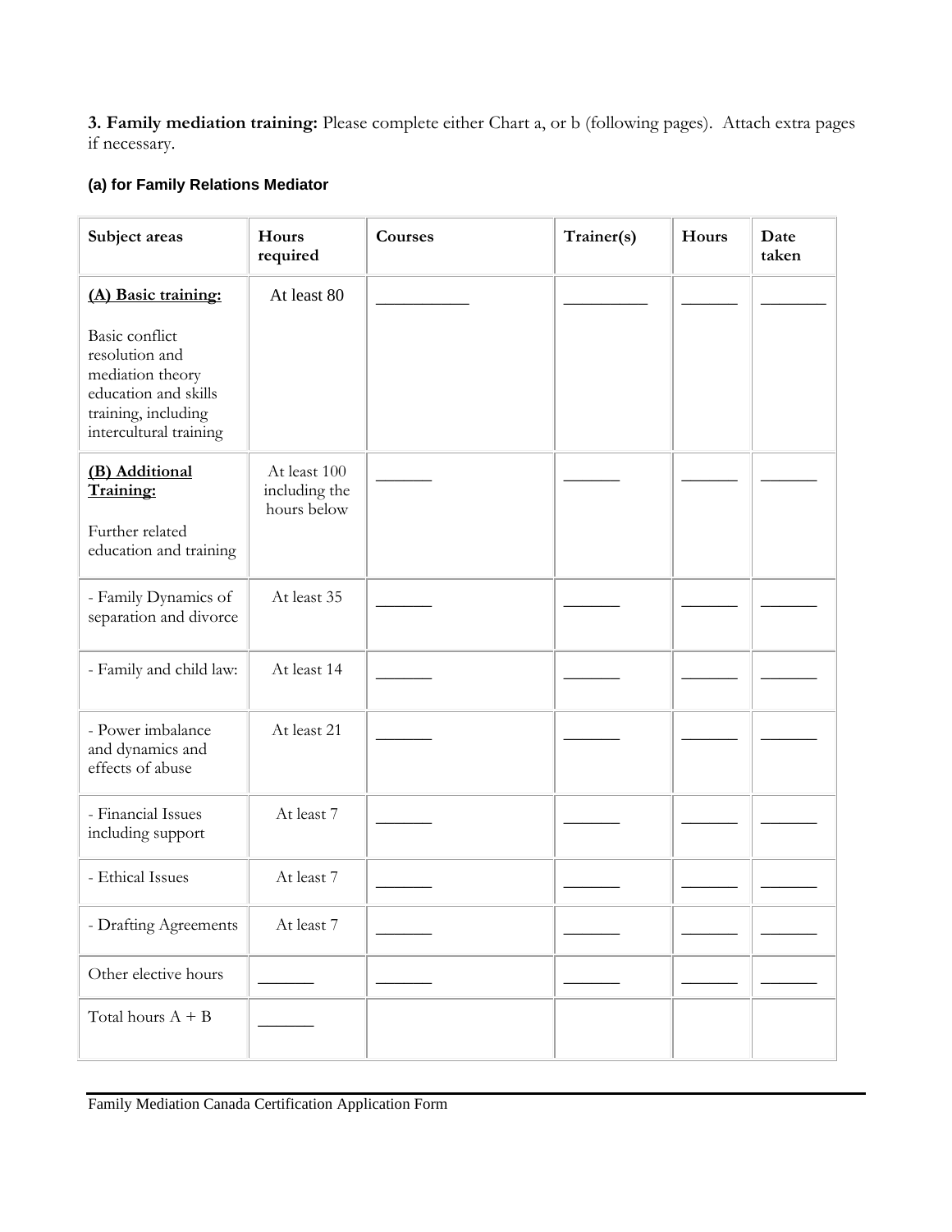**3. Family mediation training:** Please complete either Chart a, or b (following pages). Attach extra pages if necessary.

### (a) for Family Relations Mediator

| Subject areas | Hours required | Courses | Trainer(s) | Hours | Date taken |
|---|---|---|---|---|---|
| **(A) Basic training:** Basic conflict resolution and mediation theory education and skills training, including intercultural training | At least 80 | __________ | _________ | ______ | _______ |
| **(B) Additional Training:** Further related education and training | At least 100 including the hours below | ______ | ______ | ______ | ______ |
| - Family Dynamics of separation and divorce | At least 35 | ______ | ______ | ______ | ______ |
| - Family and child law: | At least 14 | ______ | ______ | ______ | ______ |
| - Power imbalance and dynamics and effects of abuse | At least 21 | ______ | ______ | ______ | ______ |
| - Financial Issues including support | At least 7 | ______ | ______ | ______ | ______ |
| - Ethical Issues | At least 7 | ______ | ______ | ______ | ______ |
| - Drafting Agreements | At least 7 | ______ | ______ | ______ | ______ |
| Other elective hours | ______ | ______ | ______ | ______ | ______ |
| Total hours A + B | ______ | | | | |

Family Mediation Canada Certification Application Form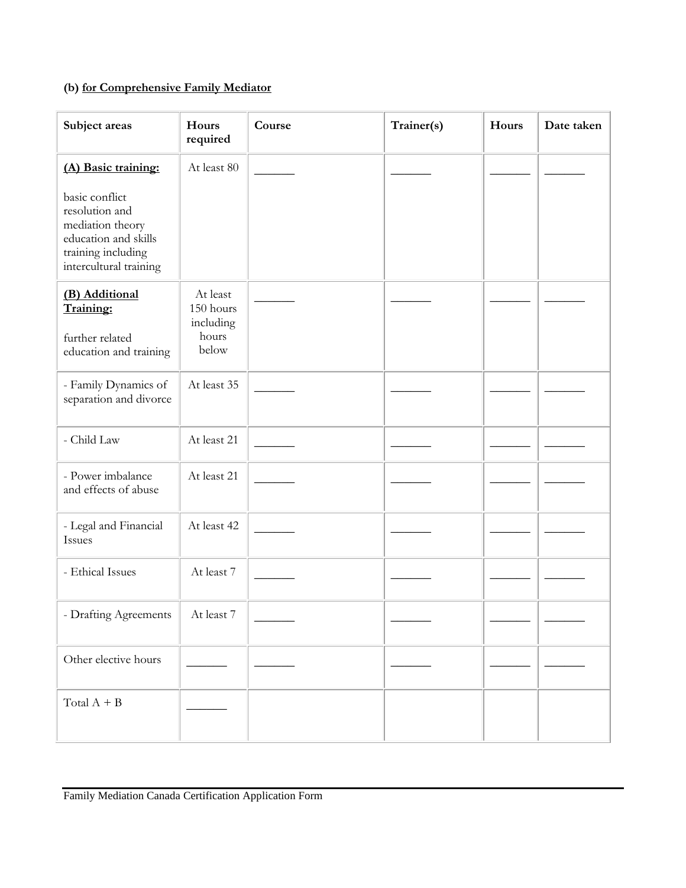**(b) <u>for Comprehensive Family Mediator</u>**

| Subject areas | Hours required | Course | Trainer(s) | Hours | Date taken |
|---|---|---|---|---|---|
| **<u>(A) Basic training:</u>**<br><br>basic conflict resolution and mediation theory education and skills training including intercultural training | At least 80 | ______ | ______ | ______ | ______ |
| **<u>(B) Additional Training:</u>**<br><br>further related education and training | At least 150 hours including hours below | ______ | ______ | ______ | ______ |
| - Family Dynamics of separation and divorce | At least 35 | ______ | ______ | ______ | ______ |
| - Child Law | At least 21 | ______ | ______ | ______ | ______ |
| - Power imbalance and effects of abuse | At least 21 | ______ | ______ | ______ | ______ |
| - Legal and Financial Issues | At least 42 | ______ | ______ | ______ | ______ |
| - Ethical Issues | At least 7 | ______ | ______ | ______ | ______ |
| - Drafting Agreements | At least 7 | ______ | ______ | ______ | ______ |
| Other elective hours | ______ | ______ | ______ | ______ | ______ |
| Total A + B | ______ | | | | |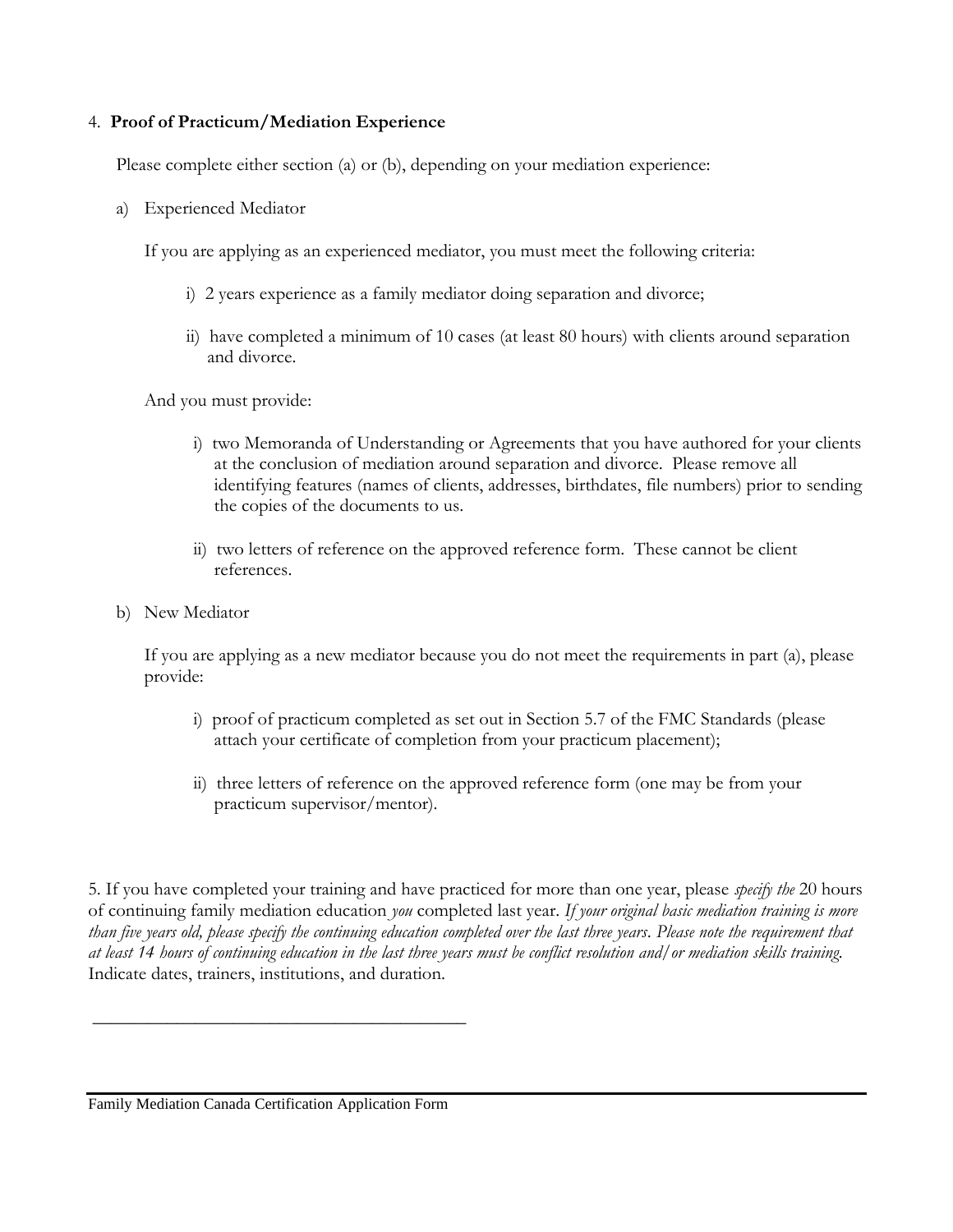4. **Proof of Practicum/Mediation Experience**

Please complete either section (a) or (b), depending on your mediation experience:

a) Experienced Mediator

If you are applying as an experienced mediator, you must meet the following criteria:

i) 2 years experience as a family mediator doing separation and divorce;

ii) have completed a minimum of 10 cases (at least 80 hours) with clients around separation and divorce.

And you must provide:

i) two Memoranda of Understanding or Agreements that you have authored for your clients at the conclusion of mediation around separation and divorce. Please remove all identifying features (names of clients, addresses, birthdates, file numbers) prior to sending the copies of the documents to us.

ii) two letters of reference on the approved reference form. These cannot be client references.

b) New Mediator

If you are applying as a new mediator because you do not meet the requirements in part (a), please provide:

i) proof of practicum completed as set out in Section 5.7 of the FMC Standards (please attach your certificate of completion from your practicum placement);

ii) three letters of reference on the approved reference form (one may be from your practicum supervisor/mentor).

5. If you have completed your training and have practiced for more than one year, please *specify the* 20 hours of continuing family mediation education *you* completed last year. *If your original basic mediation training is more than five years old, please specify the continuing education completed over the last three years. Please note the requirement that at least 14 hours of continuing education in the last three years must be conflict resolution and/or mediation skills training.* Indicate dates, trainers, institutions, and duration.

_____________________________________________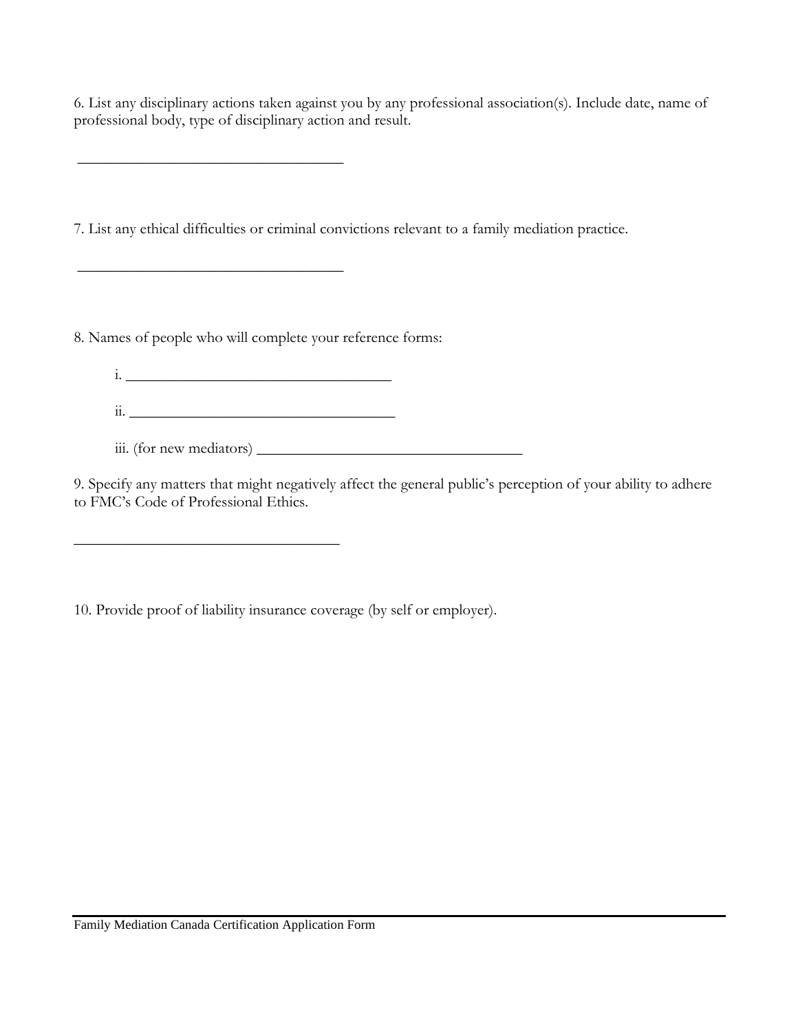6. List any disciplinary actions taken against you by any professional association(s). Include date, name of professional body, type of disciplinary action and result.

___________________________________

7. List any ethical difficulties or criminal convictions relevant to a family mediation practice.

___________________________________

8. Names of people who will complete your reference forms:

i. ___________________________________

ii. ___________________________________

iii. (for new mediators) ___________________________________

9. Specify any matters that might negatively affect the general public's perception of your ability to adhere to FMC's Code of Professional Ethics.

___________________________________

10. Provide proof of liability insurance coverage (by self or employer).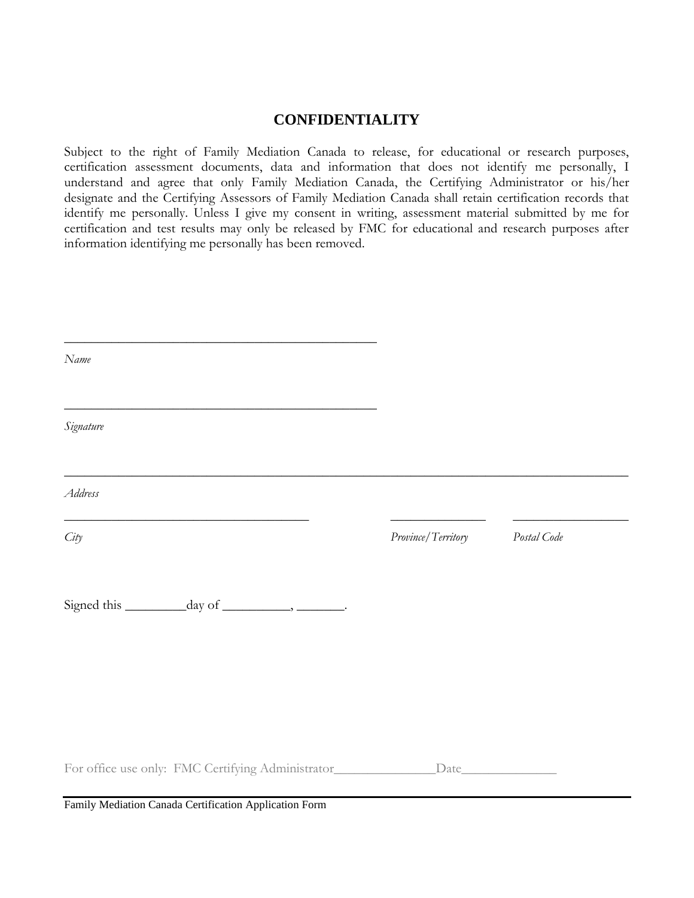## CONFIDENTIALITY

Subject to the right of Family Mediation Canada to release, for educational or research purposes, certification assessment documents, data and information that does not identify me personally, I understand and agree that only Family Mediation Canada, the Certifying Administrator or his/her designate and the Certifying Assessors of Family Mediation Canada shall retain certification records that identify me personally. Unless I give my consent in writing, assessment material submitted by me for certification and test results may only be released by FMC for educational and research purposes after information identifying me personally has been removed.

_______________________________________________

*Name*

_______________________________________________

*Signature*

______________________________________________________________________________________

*Address*

_____________________________________ _______________ __________________

*City* *Province/Territory* *Postal Code*

Signed this _________day of __________, _______.

For office use only: FMC Certifying Administrator_______________Date______________

Family Mediation Canada Certification Application Form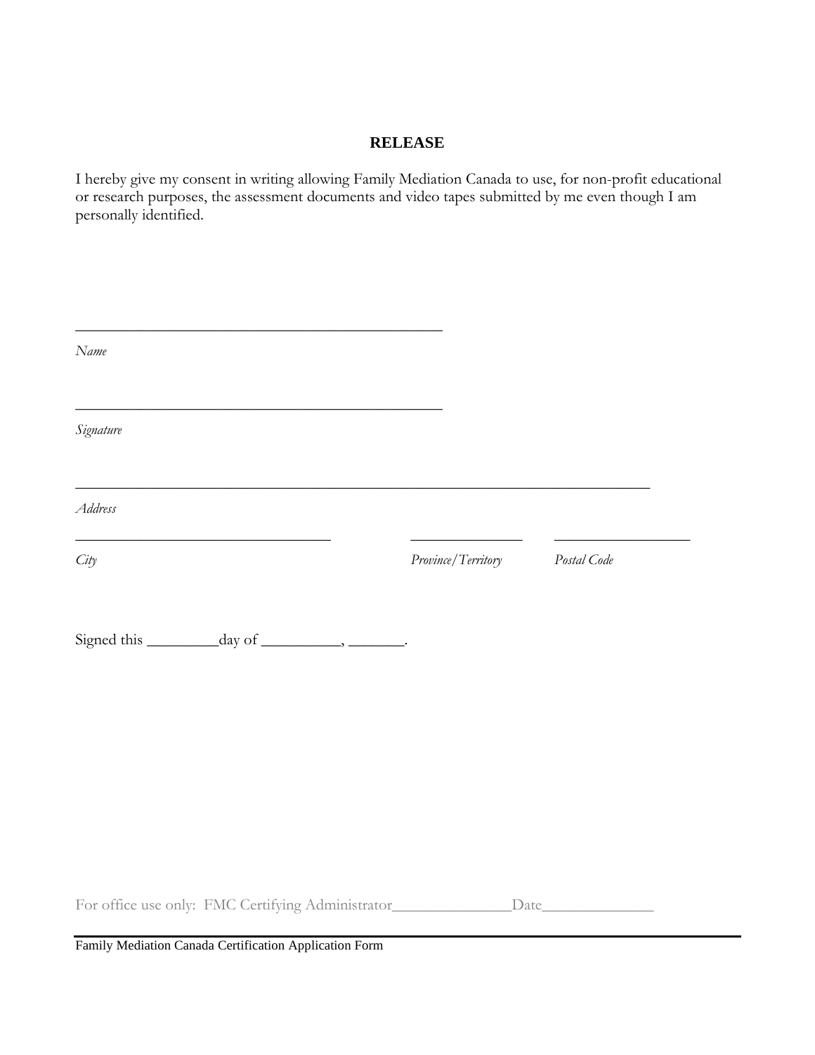## RELEASE

I hereby give my consent in writing allowing Family Mediation Canada to use, for non-profit educational or research purposes, the assessment documents and video tapes submitted by me even though I am personally identified.

_______________________________________________

*Name*

_______________________________________________

*Signature*

___________________________________________________________________________

*Address*

_________________________________ _______________ _________________

*City* *Province/Territory* *Postal Code*

Signed this _________day of __________, _______.

For office use only: FMC Certifying Administrator_______________Date______________

Family Mediation Canada Certification Application Form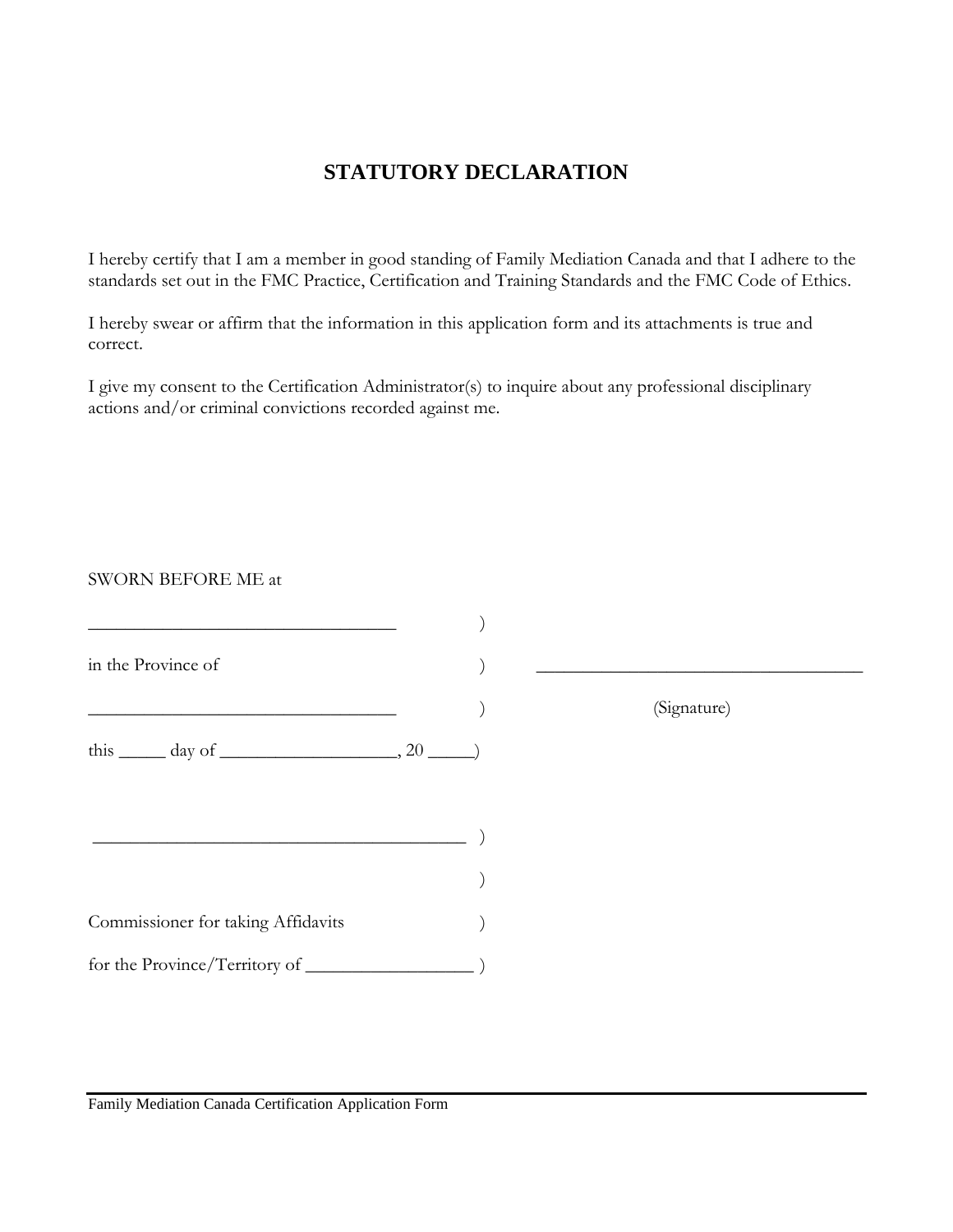# STATUTORY DECLARATION

I hereby certify that I am a member in good standing of Family Mediation Canada and that I adhere to the standards set out in the FMC Practice, Certification and Training Standards and the FMC Code of Ethics.

I hereby swear or affirm that the information in this application form and its attachments is true and correct.

I give my consent to the Certification Administrator(s) to inquire about any professional disciplinary actions and/or criminal convictions recorded against me.

SWORN BEFORE ME at

_________________________________ )

in the Province of ) _____________________________________

_________________________________ ) (Signature)

this _____ day of ___________________, 20 _____)

_______________________________________ )

)

Commissioner for taking Affidavits )

for the Province/Territory of __________________ )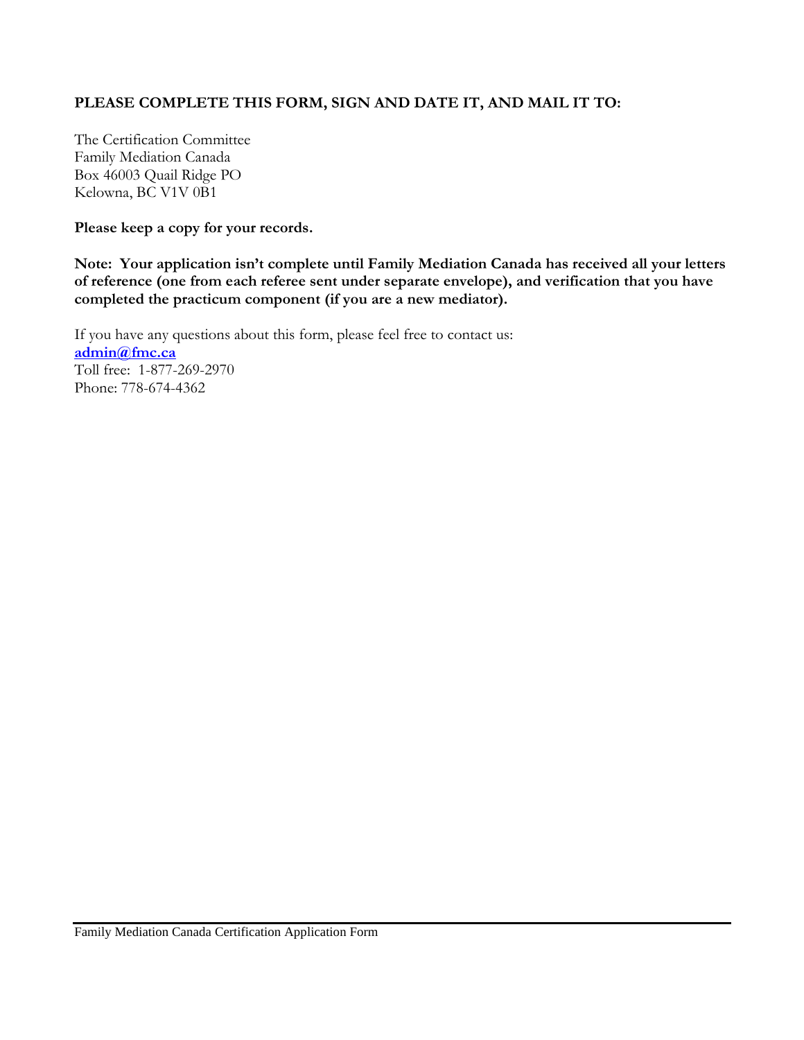**PLEASE COMPLETE THIS FORM, SIGN AND DATE IT, AND MAIL IT TO:**

The Certification Committee
Family Mediation Canada
Box 46003 Quail Ridge PO
Kelowna, BC V1V 0B1

**Please keep a copy for your records.**

**Note: Your application isn't complete until Family Mediation Canada has received all your letters of reference (one from each referee sent under separate envelope), and verification that you have completed the practicum component (if you are a new mediator).**

If you have any questions about this form, please feel free to contact us:
**admin@fmc.ca**
Toll free: 1-877-269-2970
Phone: 778-674-4362